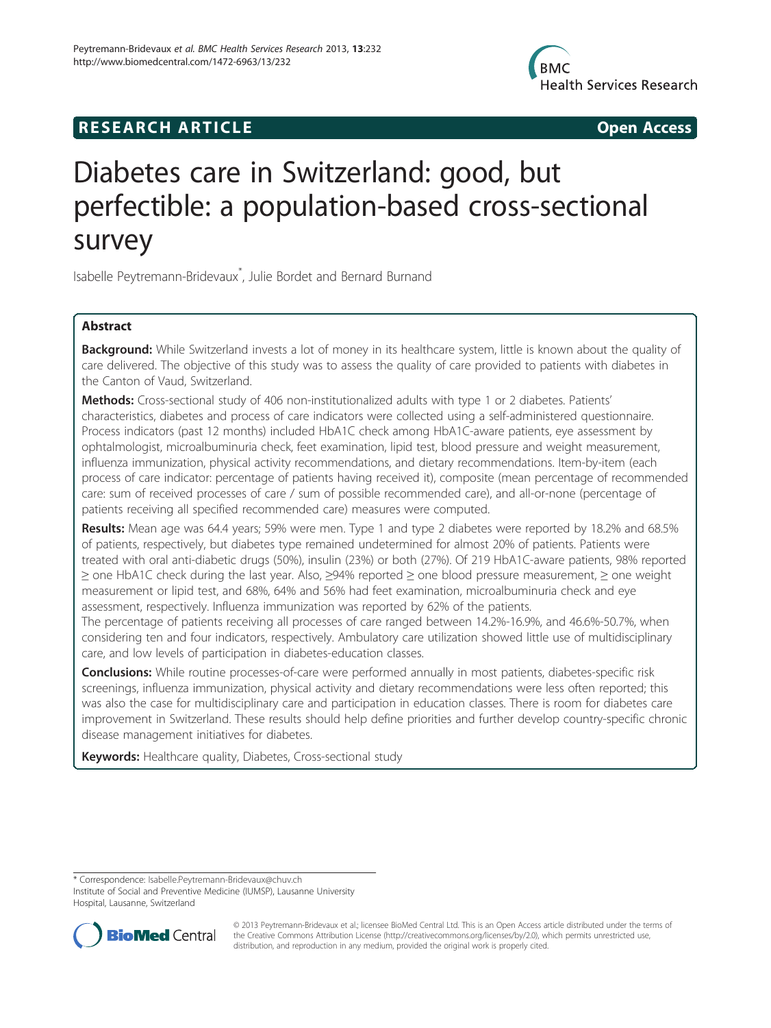**RESEARCH ARTICLE** **Open Access**

# Diabetes care in Switzerland: good, but perfectible: a population-based cross-sectional survey

Isabelle Peytremann-Bridevaux*, Julie Bordet and Bernard Burnand

## Abstract

**Background:** While Switzerland invests a lot of money in its healthcare system, little is known about the quality of care delivered. The objective of this study was to assess the quality of care provided to patients with diabetes in the Canton of Vaud, Switzerland.

**Methods:** Cross-sectional study of 406 non-institutionalized adults with type 1 or 2 diabetes. Patients' characteristics, diabetes and process of care indicators were collected using a self-administered questionnaire. Process indicators (past 12 months) included HbA1C check among HbA1C-aware patients, eye assessment by ophtalmologist, microalbuminuria check, feet examination, lipid test, blood pressure and weight measurement, influenza immunization, physical activity recommendations, and dietary recommendations. Item-by-item (each process of care indicator: percentage of patients having received it), composite (mean percentage of recommended care: sum of received processes of care / sum of possible recommended care), and all-or-none (percentage of patients receiving all specified recommended care) measures were computed.

**Results:** Mean age was 64.4 years; 59% were men. Type 1 and type 2 diabetes were reported by 18.2% and 68.5% of patients, respectively, but diabetes type remained undetermined for almost 20% of patients. Patients were treated with oral anti-diabetic drugs (50%), insulin (23%) or both (27%). Of 219 HbA1C-aware patients, 98% reported ≥ one HbA1C check during the last year. Also, ≥94% reported ≥ one blood pressure measurement, ≥ one weight measurement or lipid test, and 68%, 64% and 56% had feet examination, microalbuminuria check and eye assessment, respectively. Influenza immunization was reported by 62% of the patients.

The percentage of patients receiving all processes of care ranged between 14.2%-16.9%, and 46.6%-50.7%, when considering ten and four indicators, respectively. Ambulatory care utilization showed little use of multidisciplinary care, and low levels of participation in diabetes-education classes.

**Conclusions:** While routine processes-of-care were performed annually in most patients, diabetes-specific risk screenings, influenza immunization, physical activity and dietary recommendations were less often reported; this was also the case for multidisciplinary care and participation in education classes. There is room for diabetes care improvement in Switzerland. These results should help define priorities and further develop country-specific chronic disease management initiatives for diabetes.

**Keywords:** Healthcare quality, Diabetes, Cross-sectional study

---

* Correspondence: Isabelle.Peytremann-Bridevaux@chuv.ch
Institute of Social and Preventive Medicine (IUMSP), Lausanne University Hospital, Lausanne, Switzerland

© 2013 Peytremann-Bridevaux et al.; licensee BioMed Central Ltd. This is an Open Access article distributed under the terms of the Creative Commons Attribution License (http://creativecommons.org/licenses/by/2.0), which permits unrestricted use, distribution, and reproduction in any medium, provided the original work is properly cited.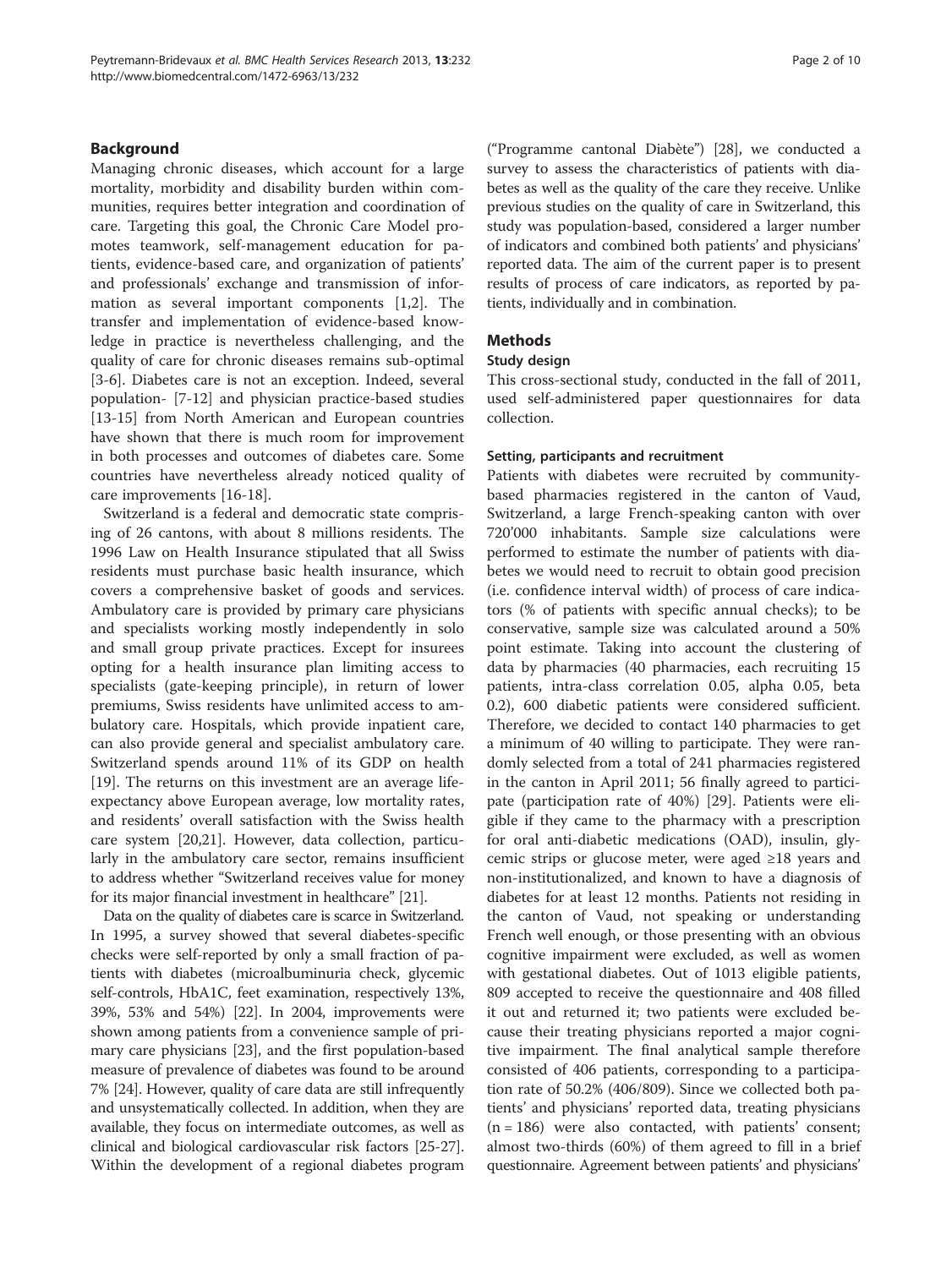## Background

Managing chronic diseases, which account for a large mortality, morbidity and disability burden within communities, requires better integration and coordination of care. Targeting this goal, the Chronic Care Model promotes teamwork, self-management education for patients, evidence-based care, and organization of patients' and professionals' exchange and transmission of information as several important components [1,2]. The transfer and implementation of evidence-based knowledge in practice is nevertheless challenging, and the quality of care for chronic diseases remains sub-optimal [3-6]. Diabetes care is not an exception. Indeed, several population- [7-12] and physician practice-based studies [13-15] from North American and European countries have shown that there is much room for improvement in both processes and outcomes of diabetes care. Some countries have nevertheless already noticed quality of care improvements [16-18].

Switzerland is a federal and democratic state comprising of 26 cantons, with about 8 millions residents. The 1996 Law on Health Insurance stipulated that all Swiss residents must purchase basic health insurance, which covers a comprehensive basket of goods and services. Ambulatory care is provided by primary care physicians and specialists working mostly independently in solo and small group private practices. Except for insurees opting for a health insurance plan limiting access to specialists (gate-keeping principle), in return of lower premiums, Swiss residents have unlimited access to ambulatory care. Hospitals, which provide inpatient care, can also provide general and specialist ambulatory care. Switzerland spends around 11% of its GDP on health [19]. The returns on this investment are an average life-expectancy above European average, low mortality rates, and residents' overall satisfaction with the Swiss health care system [20,21]. However, data collection, particularly in the ambulatory care sector, remains insufficient to address whether "Switzerland receives value for money for its major financial investment in healthcare" [21].

Data on the quality of diabetes care is scarce in Switzerland. In 1995, a survey showed that several diabetes-specific checks were self-reported by only a small fraction of patients with diabetes (microalbuminuria check, glycemic self-controls, HbA1C, feet examination, respectively 13%, 39%, 53% and 54%) [22]. In 2004, improvements were shown among patients from a convenience sample of primary care physicians [23], and the first population-based measure of prevalence of diabetes was found to be around 7% [24]. However, quality of care data are still infrequently and unsystematically collected. In addition, when they are available, they focus on intermediate outcomes, as well as clinical and biological cardiovascular risk factors [25-27]. Within the development of a regional diabetes program ("Programme cantonal Diabète") [28], we conducted a survey to assess the characteristics of patients with diabetes as well as the quality of the care they receive. Unlike previous studies on the quality of care in Switzerland, this study was population-based, considered a larger number of indicators and combined both patients' and physicians' reported data. The aim of the current paper is to present results of process of care indicators, as reported by patients, individually and in combination.

## Methods

### Study design

This cross-sectional study, conducted in the fall of 2011, used self-administered paper questionnaires for data collection.

#### Setting, participants and recruitment

Patients with diabetes were recruited by community-based pharmacies registered in the canton of Vaud, Switzerland, a large French-speaking canton with over 720'000 inhabitants. Sample size calculations were performed to estimate the number of patients with diabetes we would need to recruit to obtain good precision (i.e. confidence interval width) of process of care indicators (% of patients with specific annual checks); to be conservative, sample size was calculated around a 50% point estimate. Taking into account the clustering of data by pharmacies (40 pharmacies, each recruiting 15 patients, intra-class correlation 0.05, alpha 0.05, beta 0.2), 600 diabetic patients were considered sufficient. Therefore, we decided to contact 140 pharmacies to get a minimum of 40 willing to participate. They were randomly selected from a total of 241 pharmacies registered in the canton in April 2011; 56 finally agreed to participate (participation rate of 40%) [29]. Patients were eligible if they came to the pharmacy with a prescription for oral anti-diabetic medications (OAD), insulin, glycemic strips or glucose meter, were aged ≥18 years and non-institutionalized, and known to have a diagnosis of diabetes for at least 12 months. Patients not residing in the canton of Vaud, not speaking or understanding French well enough, or those presenting with an obvious cognitive impairment were excluded, as well as women with gestational diabetes. Out of 1013 eligible patients, 809 accepted to receive the questionnaire and 408 filled it out and returned it; two patients were excluded because their treating physicians reported a major cognitive impairment. The final analytical sample therefore consisted of 406 patients, corresponding to a participation rate of 50.2% (406/809). Since we collected both patients' and physicians' reported data, treating physicians (n = 186) were also contacted, with patients' consent; almost two-thirds (60%) of them agreed to fill in a brief questionnaire. Agreement between patients' and physicians'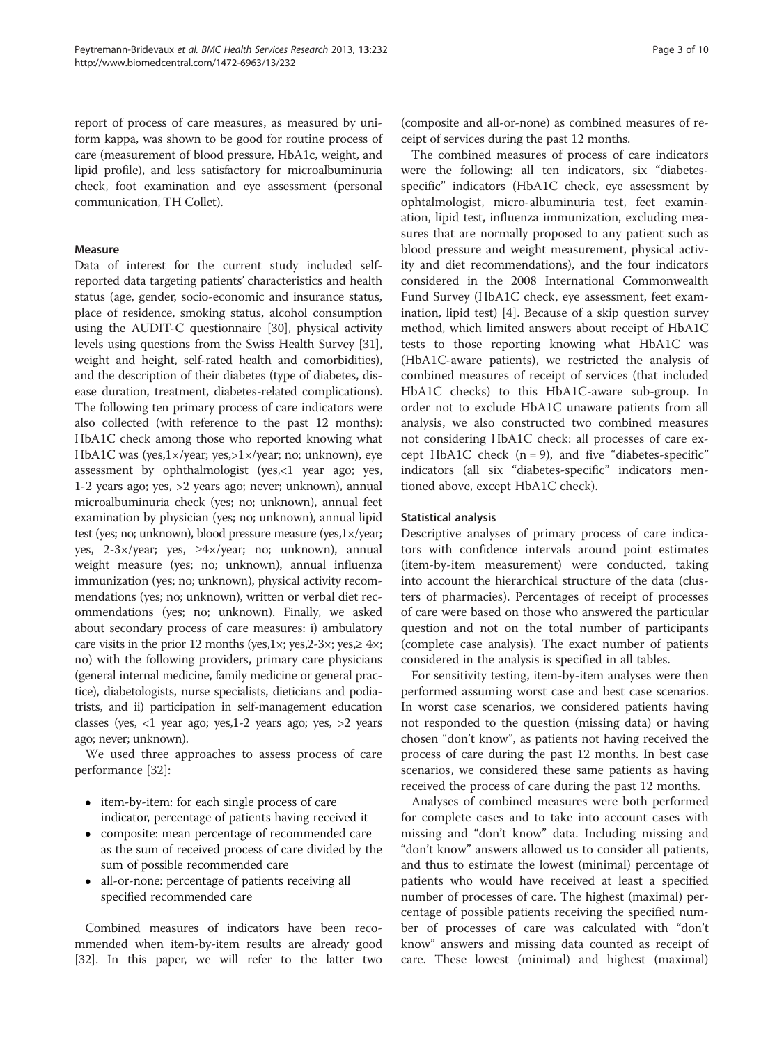report of process of care measures, as measured by uniform kappa, was shown to be good for routine process of care (measurement of blood pressure, HbA1c, weight, and lipid profile), and less satisfactory for microalbuminuria check, foot examination and eye assessment (personal communication, TH Collet).

#### Measure

Data of interest for the current study included self-reported data targeting patients' characteristics and health status (age, gender, socio-economic and insurance status, place of residence, smoking status, alcohol consumption using the AUDIT-C questionnaire [30], physical activity levels using questions from the Swiss Health Survey [31], weight and height, self-rated health and comorbidities), and the description of their diabetes (type of diabetes, disease duration, treatment, diabetes-related complications). The following ten primary process of care indicators were also collected (with reference to the past 12 months): HbA1C check among those who reported knowing what HbA1C was (yes,1×/year; yes,>1×/year; no; unknown), eye assessment by ophthalmologist (yes,<1 year ago; yes, 1-2 years ago; yes, >2 years ago; never; unknown), annual microalbuminuria check (yes; no; unknown), annual feet examination by physician (yes; no; unknown), annual lipid test (yes; no; unknown), blood pressure measure (yes,1×/year; yes, 2-3×/year; yes, ≥4×/year; no; unknown), annual weight measure (yes; no; unknown), annual influenza immunization (yes; no; unknown), physical activity recommendations (yes; no; unknown), written or verbal diet recommendations (yes; no; unknown). Finally, we asked about secondary process of care measures: i) ambulatory care visits in the prior 12 months (yes,1×; yes,2-3×; yes,≥ 4×; no) with the following providers, primary care physicians (general internal medicine, family medicine or general practice), diabetologists, nurse specialists, dieticians and podiatrists, and ii) participation in self-management education classes (yes, <1 year ago; yes,1-2 years ago; yes, >2 years ago; never; unknown).

We used three approaches to assess process of care performance [32]:

- item-by-item: for each single process of care indicator, percentage of patients having received it
- composite: mean percentage of recommended care as the sum of received process of care divided by the sum of possible recommended care
- all-or-none: percentage of patients receiving all specified recommended care

Combined measures of indicators have been recommended when item-by-item results are already good [32]. In this paper, we will refer to the latter two (composite and all-or-none) as combined measures of receipt of services during the past 12 months.

The combined measures of process of care indicators were the following: all ten indicators, six "diabetes-specific" indicators (HbA1C check, eye assessment by ophtalmologist, micro-albuminuria test, feet examination, lipid test, influenza immunization, excluding measures that are normally proposed to any patient such as blood pressure and weight measurement, physical activity and diet recommendations), and the four indicators considered in the 2008 International Commonwealth Fund Survey (HbA1C check, eye assessment, feet examination, lipid test) [4]. Because of a skip question survey method, which limited answers about receipt of HbA1C tests to those reporting knowing what HbA1C was (HbA1C-aware patients), we restricted the analysis of combined measures of receipt of services (that included HbA1C checks) to this HbA1C-aware sub-group. In order not to exclude HbA1C unaware patients from all analysis, we also constructed two combined measures not considering HbA1C check: all processes of care except HbA1C check ($n = 9$), and five "diabetes-specific" indicators (all six "diabetes-specific" indicators mentioned above, except HbA1C check).

#### Statistical analysis

Descriptive analyses of primary process of care indicators with confidence intervals around point estimates (item-by-item measurement) were conducted, taking into account the hierarchical structure of the data (clusters of pharmacies). Percentages of receipt of processes of care were based on those who answered the particular question and not on the total number of participants (complete case analysis). The exact number of patients considered in the analysis is specified in all tables.

For sensitivity testing, item-by-item analyses were then performed assuming worst case and best case scenarios. In worst case scenarios, we considered patients having not responded to the question (missing data) or having chosen "don't know", as patients not having received the process of care during the past 12 months. In best case scenarios, we considered these same patients as having received the process of care during the past 12 months.

Analyses of combined measures were both performed for complete cases and to take into account cases with missing and "don't know" data. Including missing and "don't know" answers allowed us to consider all patients, and thus to estimate the lowest (minimal) percentage of patients who would have received at least a specified number of processes of care. The highest (maximal) percentage of possible patients receiving the specified number of processes of care was calculated with "don't know" answers and missing data counted as receipt of care. These lowest (minimal) and highest (maximal)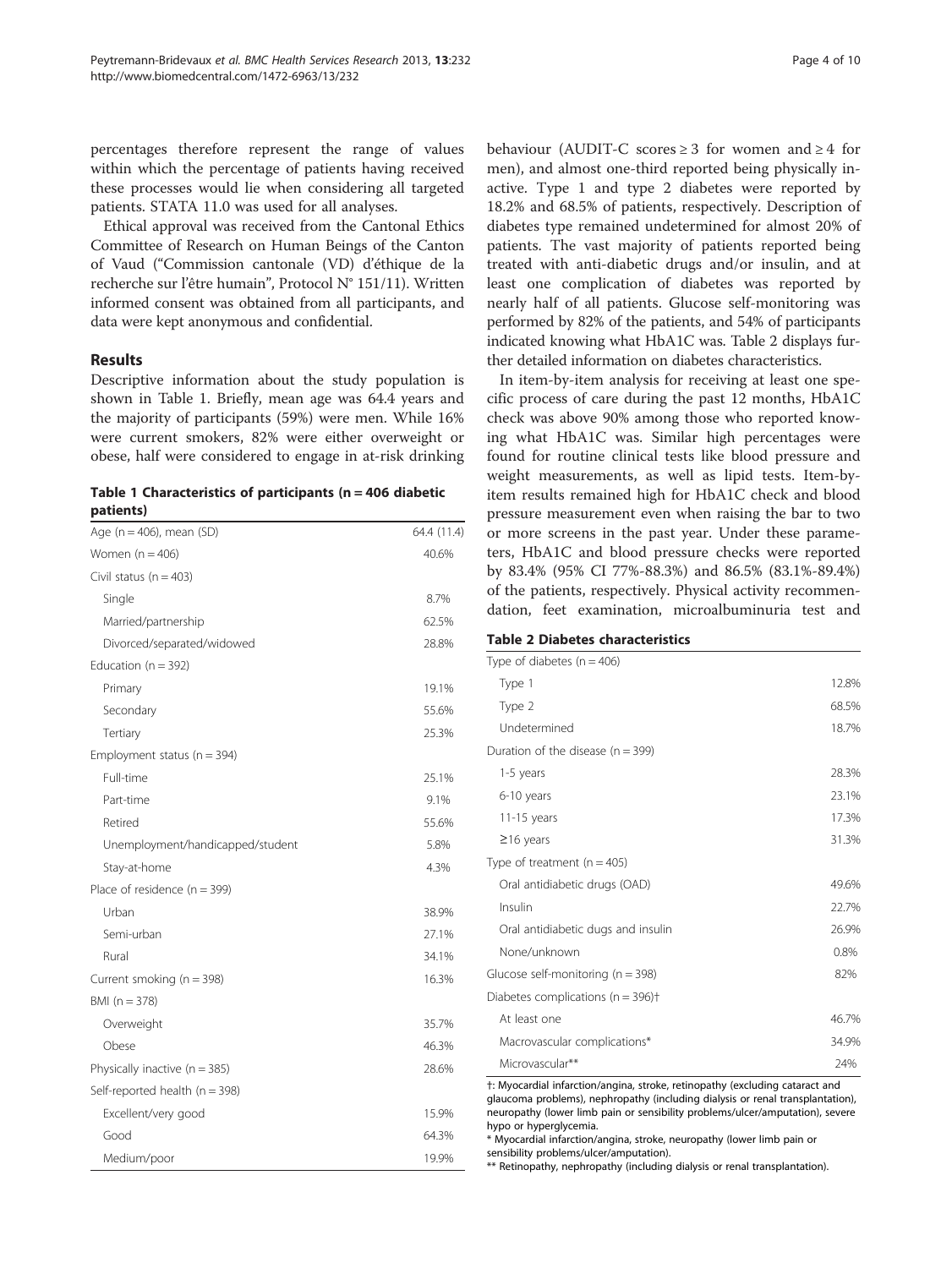percentages therefore represent the range of values within which the percentage of patients having received these processes would lie when considering all targeted patients. STATA 11.0 was used for all analyses.

Ethical approval was received from the Cantonal Ethics Committee of Research on Human Beings of the Canton of Vaud ("Commission cantonale (VD) d'éthique de la recherche sur l'être humain", Protocol N° 151/11). Written informed consent was obtained from all participants, and data were kept anonymous and confidential.

## Results

Descriptive information about the study population is shown in Table 1. Briefly, mean age was 64.4 years and the majority of participants (59%) were men. While 16% were current smokers, 82% were either overweight or obese, half were considered to engage in at-risk drinking behaviour (AUDIT-C scores ≥ 3 for women and ≥ 4 for men), and almost one-third reported being physically inactive. Type 1 and type 2 diabetes were reported by 18.2% and 68.5% of patients, respectively. Description of diabetes type remained undetermined for almost 20% of patients. The vast majority of patients reported being treated with anti-diabetic drugs and/or insulin, and at least one complication of diabetes was reported by nearly half of all patients. Glucose self-monitoring was performed by 82% of the patients, and 54% of participants indicated knowing what HbA1C was. Table 2 displays further detailed information on diabetes characteristics.

In item-by-item analysis for receiving at least one specific process of care during the past 12 months, HbA1C check was above 90% among those who reported knowing what HbA1C was. Similar high percentages were found for routine clinical tests like blood pressure and weight measurements, as well as lipid tests. Item-by-item results remained high for HbA1C check and blood pressure measurement even when raising the bar to two or more screens in the past year. Under these parameters, HbA1C and blood pressure checks were reported by 83.4% (95% CI 77%-88.3%) and 86.5% (83.1%-89.4%) of the patients, respectively. Physical activity recommendation, feet examination, microalbuminuria test and

**Table 1 Characteristics of participants (n = 406 diabetic patients)**

| | |
|---|---|
| Age (n = 406), mean (SD) | 64.4 (11.4) |
| Women (n = 406) | 40.6% |
| Civil status (n = 403) | |
| Single | 8.7% |
| Married/partnership | 62.5% |
| Divorced/separated/widowed | 28.8% |
| Education (n = 392) | |
| Primary | 19.1% |
| Secondary | 55.6% |
| Tertiary | 25.3% |
| Employment status (n = 394) | |
| Full-time | 25.1% |
| Part-time | 9.1% |
| Retired | 55.6% |
| Unemployment/handicapped/student | 5.8% |
| Stay-at-home | 4.3% |
| Place of residence (n = 399) | |
| Urban | 38.9% |
| Semi-urban | 27.1% |
| Rural | 34.1% |
| Current smoking (n = 398) | 16.3% |
| BMI (n = 378) | |
| Overweight | 35.7% |
| Obese | 46.3% |
| Physically inactive (n = 385) | 28.6% |
| Self-reported health (n = 398) | |
| Excellent/very good | 15.9% |
| Good | 64.3% |
| Medium/poor | 19.9% |

**Table 2 Diabetes characteristics**

| | |
|---|---|
| Type of diabetes (n = 406) | |
| Type 1 | 12.8% |
| Type 2 | 68.5% |
| Undetermined | 18.7% |
| Duration of the disease (n = 399) | |
| 1-5 years | 28.3% |
| 6-10 years | 23.1% |
| 11-15 years | 17.3% |
| ≥16 years | 31.3% |
| Type of treatment (n = 405) | |
| Oral antidiabetic drugs (OAD) | 49.6% |
| Insulin | 22.7% |
| Oral antidiabetic dugs and insulin | 26.9% |
| None/unknown | 0.8% |
| Glucose self-monitoring (n = 398) | 82% |
| Diabetes complications (n = 396)† | |
| At least one | 46.7% |
| Macrovascular complications* | 34.9% |
| Microvascular** | 24% |

†: Myocardial infarction/angina, stroke, retinopathy (excluding cataract and glaucoma problems), nephropathy (including dialysis or renal transplantation), neuropathy (lower limb pain or sensibility problems/ulcer/amputation), severe hypo or hyperglycemia.
* Myocardial infarction/angina, stroke, neuropathy (lower limb pain or sensibility problems/ulcer/amputation).
** Retinopathy, nephropathy (including dialysis or renal transplantation).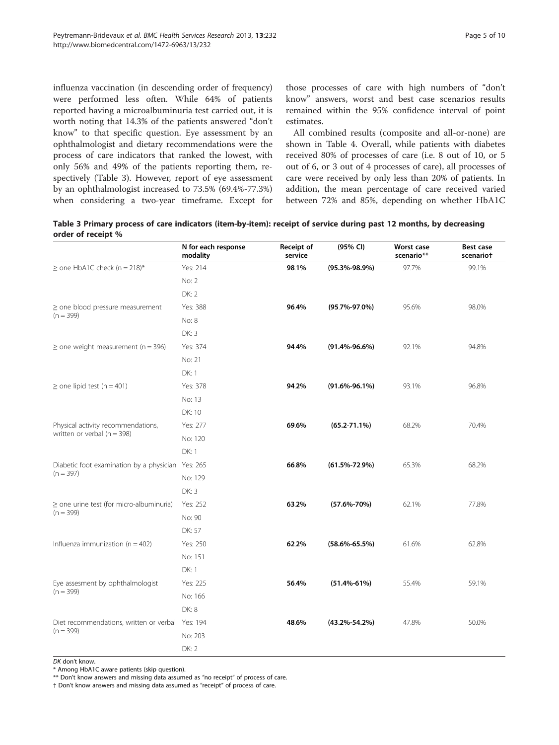influenza vaccination (in descending order of frequency) were performed less often. While 64% of patients reported having a microalbuminuria test carried out, it is worth noting that 14.3% of the patients answered "don't know" to that specific question. Eye assessment by an ophthalmologist and dietary recommendations were the process of care indicators that ranked the lowest, with only 56% and 49% of the patients reporting them, respectively (Table 3). However, report of eye assessment by an ophthalmologist increased to 73.5% (69.4%-77.3%) when considering a two-year timeframe. Except for those processes of care with high numbers of "don't know" answers, worst and best case scenarios results remained within the 95% confidence interval of point estimates.

All combined results (composite and all-or-none) are shown in Table 4. Overall, while patients with diabetes received 80% of processes of care (i.e. 8 out of 10, or 5 out of 6, or 3 out of 4 processes of care), all processes of care were received by only less than 20% of patients. In addition, the mean percentage of care received varied between 72% and 85%, depending on whether HbA1C

**Table 3 Primary process of care indicators (item-by-item): receipt of service during past 12 months, by decreasing order of receipt %**

| | N for each response modality | Receipt of service | (95% CI) | Worst case scenario** | Best case scenario† |
|---|---|---|---|---|---|
| ≥ one HbA1C check (n = 218)* | Yes: 214 | **98.1%** | **(95.3%-98.9%)** | 97.7% | 99.1% |
| | No: 2 | | | | |
| | DK: 2 | | | | |
| ≥ one blood pressure measurement (n = 399) | Yes: 388 | **96.4%** | **(95.7%-97.0%)** | 95.6% | 98.0% |
| | No: 8 | | | | |
| | DK: 3 | | | | |
| ≥ one weight measurement (n = 396) | Yes: 374 | **94.4%** | **(91.4%-96.6%)** | 92.1% | 94.8% |
| | No: 21 | | | | |
| | DK: 1 | | | | |
| ≥ one lipid test (n = 401) | Yes: 378 | **94.2%** | **(91.6%-96.1%)** | 93.1% | 96.8% |
| | No: 13 | | | | |
| | DK: 10 | | | | |
| Physical activity recommendations, written or verbal (n = 398) | Yes: 277 | **69.6%** | **(65.2-71.1%)** | 68.2% | 70.4% |
| | No: 120 | | | | |
| | DK: 1 | | | | |
| Diabetic foot examination by a physician (n = 397) | Yes: 265 | **66.8%** | **(61.5%-72.9%)** | 65.3% | 68.2% |
| | No: 129 | | | | |
| | DK: 3 | | | | |
| ≥ one urine test (for micro-albuminuria) (n = 399) | Yes: 252 | **63.2%** | **(57.6%-70%)** | 62.1% | 77.8% |
| | No: 90 | | | | |
| | DK: 57 | | | | |
| Influenza immunization (n = 402) | Yes: 250 | **62.2%** | **(58.6%-65.5%)** | 61.6% | 62.8% |
| | No: 151 | | | | |
| | DK: 1 | | | | |
| Eye assesment by ophthalmologist (n = 399) | Yes: 225 | **56.4%** | **(51.4%-61%)** | 55.4% | 59.1% |
| | No: 166 | | | | |
| | DK: 8 | | | | |
| Diet recommendations, written or verbal (n = 399) | Yes: 194 | **48.6%** | **(43.2%-54.2%)** | 47.8% | 50.0% |
| | No: 203 | | | | |
| | DK: 2 | | | | |

*DK* don't know.

\* Among HbA1C aware patients (skip question).

\*\* Don't know answers and missing data assumed as "no receipt" of process of care.

† Don't know answers and missing data assumed as "receipt" of process of care.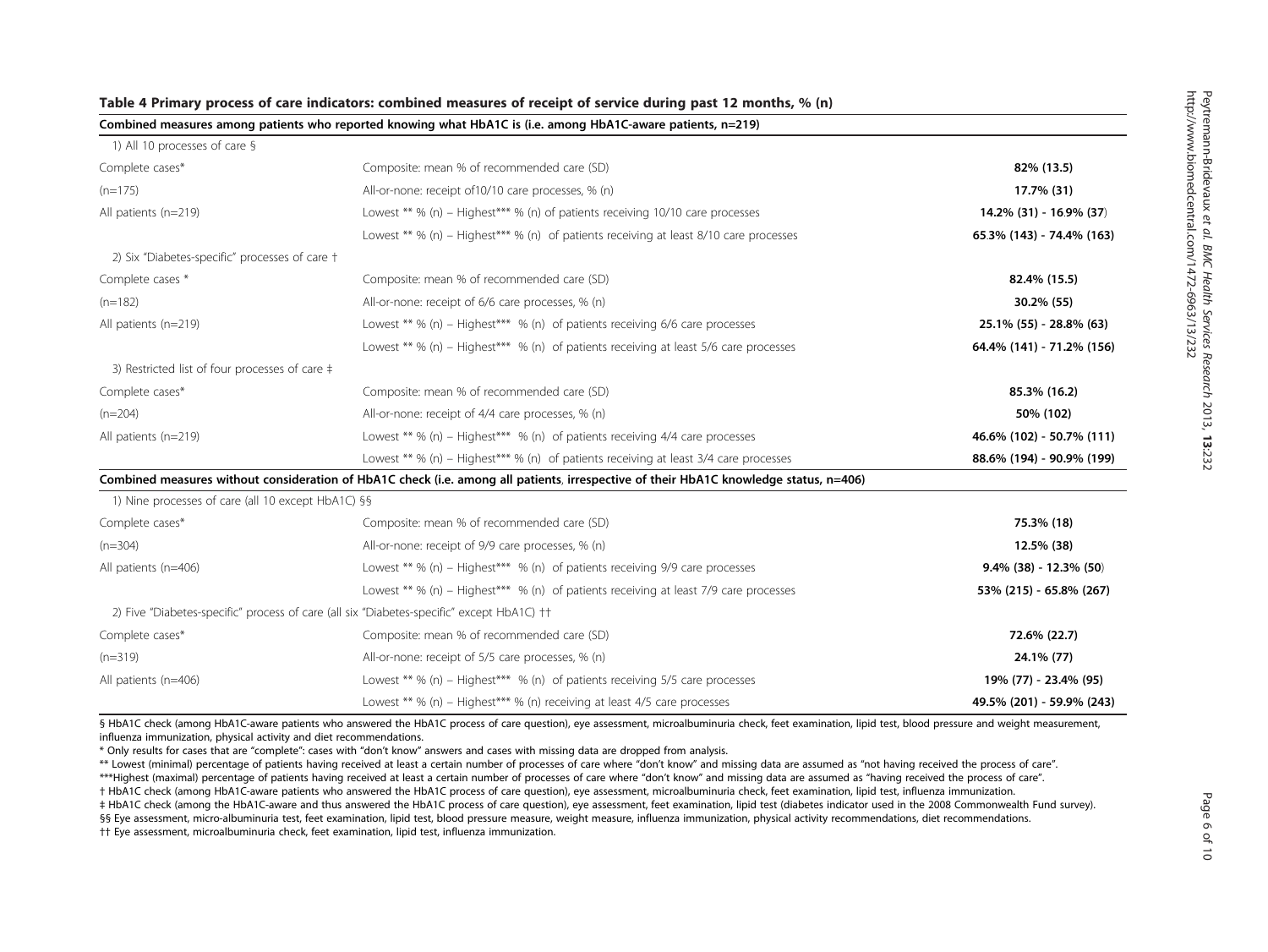**Table 4 Primary process of care indicators: combined measures of receipt of service during past 12 months, % (n)**

| | | |
|---|---|---|
| **Combined measures among patients who reported knowing what HbA1C is (i.e. among HbA1C-aware patients, n=219)** | | |
| 1) All 10 processes of care § | | |
| Complete cases* | Composite: mean % of recommended care (SD) | **82% (13.5)** |
| (n=175) | All-or-none: receipt of10/10 care processes, % (n) | **17.7% (31)** |
| All patients (n=219) | Lowest ** % (n) – Highest*** % (n) of patients receiving 10/10 care processes | **14.2% (31) - 16.9% (37)** |
| | Lowest ** % (n) – Highest*** % (n) of patients receiving at least 8/10 care processes | **65.3% (143) - 74.4% (163)** |
| 2) Six "Diabetes-specific" processes of care † | | |
| Complete cases * | Composite: mean % of recommended care (SD) | **82.4% (15.5)** |
| (n=182) | All-or-none: receipt of 6/6 care processes, % (n) | **30.2% (55)** |
| All patients (n=219) | Lowest ** % (n) – Highest*** % (n) of patients receiving 6/6 care processes | **25.1% (55) - 28.8% (63)** |
| | Lowest ** % (n) – Highest*** % (n) of patients receiving at least 5/6 care processes | **64.4% (141) - 71.2% (156)** |
| 3) Restricted list of four processes of care ‡ | | |
| Complete cases* | Composite: mean % of recommended care (SD) | **85.3% (16.2)** |
| (n=204) | All-or-none: receipt of 4/4 care processes, % (n) | **50% (102)** |
| All patients (n=219) | Lowest ** % (n) – Highest*** % (n) of patients receiving 4/4 care processes | **46.6% (102) - 50.7% (111)** |
| | Lowest ** % (n) – Highest*** % (n) of patients receiving at least 3/4 care processes | **88.6% (194) - 90.9% (199)** |
| **Combined measures without consideration of HbA1C check (i.e. among all patients, irrespective of their HbA1C knowledge status, n=406)** | | |
| 1) Nine processes of care (all 10 except HbA1C) §§ | | |
| Complete cases* | Composite: mean % of recommended care (SD) | **75.3% (18)** |
| (n=304) | All-or-none: receipt of 9/9 care processes, % (n) | **12.5% (38)** |
| All patients (n=406) | Lowest ** % (n) – Highest*** % (n) of patients receiving 9/9 care processes | **9.4% (38) - 12.3% (50)** |
| | Lowest ** % (n) – Highest*** % (n) of patients receiving at least 7/9 care processes | **53% (215) - 65.8% (267)** |
| 2) Five "Diabetes-specific" process of care (all six "Diabetes-specific" except HbA1C) †† | | |
| Complete cases* | Composite: mean % of recommended care (SD) | **72.6% (22.7)** |
| (n=319) | All-or-none: receipt of 5/5 care processes, % (n) | **24.1% (77)** |
| All patients (n=406) | Lowest ** % (n) – Highest*** % (n) of patients receiving 5/5 care processes | **19% (77) - 23.4% (95)** |
| | Lowest ** % (n) – Highest*** % (n) receiving at least 4/5 care processes | **49.5% (201) - 59.9% (243)** |

§ HbA1C check (among HbA1C-aware patients who answered the HbA1C process of care question), eye assessment, microalbuminuria check, feet examination, lipid test, blood pressure and weight measurement, influenza immunization, physical activity and diet recommendations.

\* Only results for cases that are "complete": cases with "don't know" answers and cases with missing data are dropped from analysis.

** Lowest (minimal) percentage of patients having received at least a certain number of processes of care where "don't know" and missing data are assumed as "not having received the process of care".

***Highest (maximal) percentage of patients having received at least a certain number of processes of care where "don't know" and missing data are assumed as "having received the process of care".

† HbA1C check (among HbA1C-aware patients who answered the HbA1C process of care question), eye assessment, microalbuminuria check, feet examination, lipid test, influenza immunization.

‡ HbA1C check (among the HbA1C-aware and thus answered the HbA1C process of care question), eye assessment, feet examination, lipid test (diabetes indicator used in the 2008 Commonwealth Fund survey).

§§ Eye assessment, micro-albuminuria test, feet examination, lipid test, blood pressure measure, weight measure, influenza immunization, physical activity recommendations, diet recommendations.

†† Eye assessment, microalbuminuria check, feet examination, lipid test, influenza immunization.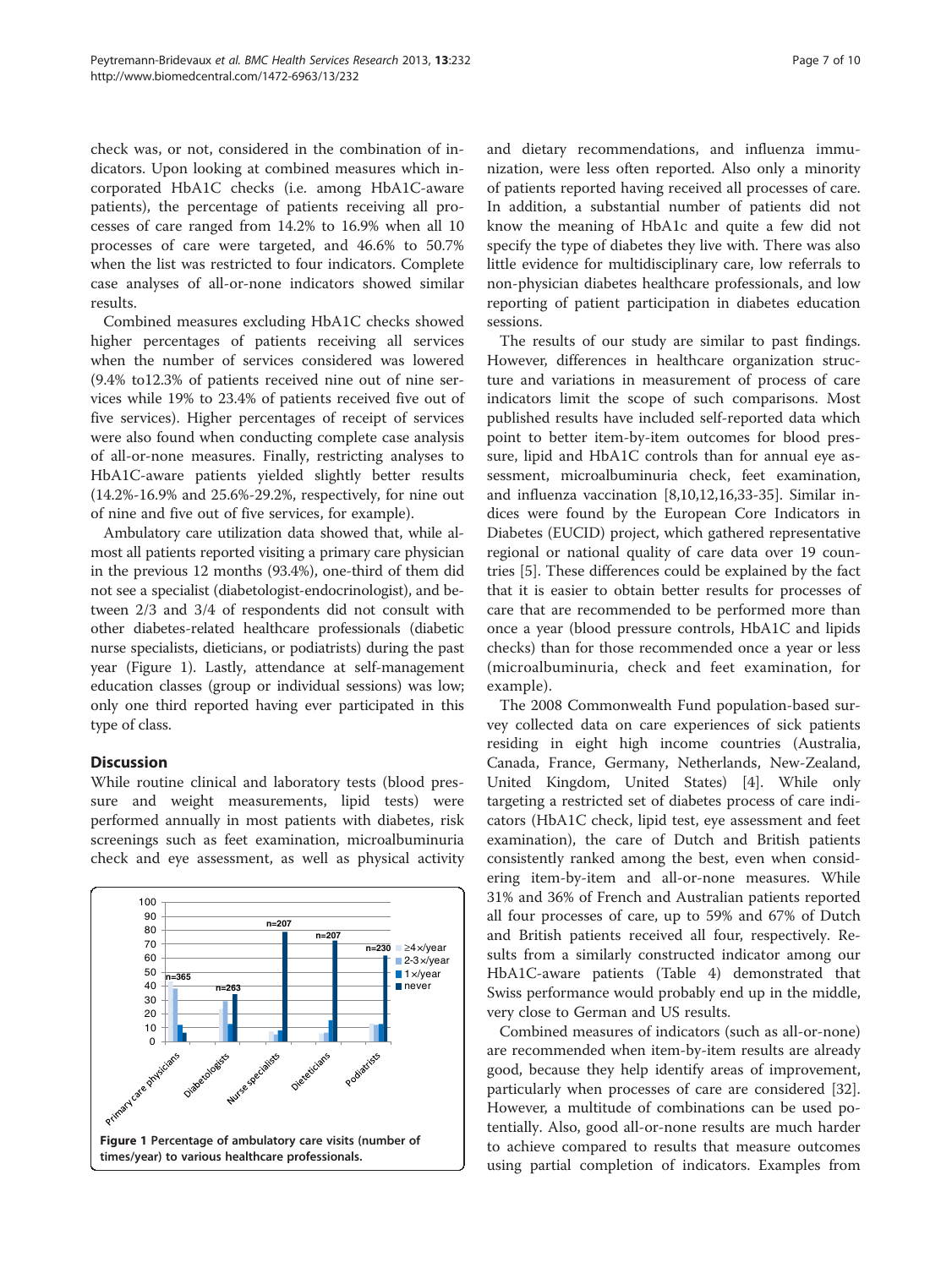check was, or not, considered in the combination of indicators. Upon looking at combined measures which incorporated HbA1C checks (i.e. among HbA1C-aware patients), the percentage of patients receiving all processes of care ranged from 14.2% to 16.9% when all 10 processes of care were targeted, and 46.6% to 50.7% when the list was restricted to four indicators. Complete case analyses of all-or-none indicators showed similar results.

Combined measures excluding HbA1C checks showed higher percentages of patients receiving all services when the number of services considered was lowered (9.4% to12.3% of patients received nine out of nine services while 19% to 23.4% of patients received five out of five services). Higher percentages of receipt of services were also found when conducting complete case analysis of all-or-none measures. Finally, restricting analyses to HbA1C-aware patients yielded slightly better results (14.2%-16.9% and 25.6%-29.2%, respectively, for nine out of nine and five out of five services, for example).

Ambulatory care utilization data showed that, while almost all patients reported visiting a primary care physician in the previous 12 months (93.4%), one-third of them did not see a specialist (diabetologist-endocrinologist), and between 2/3 and 3/4 of respondents did not consult with other diabetes-related healthcare professionals (diabetic nurse specialists, dieticians, or podiatrists) during the past year (Figure 1). Lastly, attendance at self-management education classes (group or individual sessions) was low; only one third reported having ever participated in this type of class.

## Discussion

While routine clinical and laboratory tests (blood pressure and weight measurements, lipid tests) were performed annually in most patients with diabetes, risk screenings such as feet examination, microalbuminuria check and eye assessment, as well as physical activity and dietary recommendations, and influenza immunization, were less often reported. Also only a minority of patients reported having received all processes of care. In addition, a substantial number of patients did not know the meaning of HbA1c and quite a few did not specify the type of diabetes they live with. There was also little evidence for multidisciplinary care, low referrals to non-physician diabetes healthcare professionals, and low reporting of patient participation in diabetes education sessions.

**Figure 1 Percentage of ambulatory care visits (number of times/year) to various healthcare professionals.**

The results of our study are similar to past findings. However, differences in healthcare organization structure and variations in measurement of process of care indicators limit the scope of such comparisons. Most published results have included self-reported data which point to better item-by-item outcomes for blood pressure, lipid and HbA1C controls than for annual eye assessment, microalbuminuria check, feet examination, and influenza vaccination [8,10,12,16,33-35]. Similar indices were found by the European Core Indicators in Diabetes (EUCID) project, which gathered representative regional or national quality of care data over 19 countries [5]. These differences could be explained by the fact that it is easier to obtain better results for processes of care that are recommended to be performed more than once a year (blood pressure controls, HbA1C and lipids checks) than for those recommended once a year or less (microalbuminuria, check and feet examination, for example).

The 2008 Commonwealth Fund population-based survey collected data on care experiences of sick patients residing in eight high income countries (Australia, Canada, France, Germany, Netherlands, New-Zealand, United Kingdom, United States) [4]. While only targeting a restricted set of diabetes process of care indicators (HbA1C check, lipid test, eye assessment and feet examination), the care of Dutch and British patients consistently ranked among the best, even when considering item-by-item and all-or-none measures. While 31% and 36% of French and Australian patients reported all four processes of care, up to 59% and 67% of Dutch and British patients received all four, respectively. Results from a similarly constructed indicator among our HbA1C-aware patients (Table 4) demonstrated that Swiss performance would probably end up in the middle, very close to German and US results.

Combined measures of indicators (such as all-or-none) are recommended when item-by-item results are already good, because they help identify areas of improvement, particularly when processes of care are considered [32]. However, a multitude of combinations can be used potentially. Also, good all-or-none results are much harder to achieve compared to results that measure outcomes using partial completion of indicators. Examples from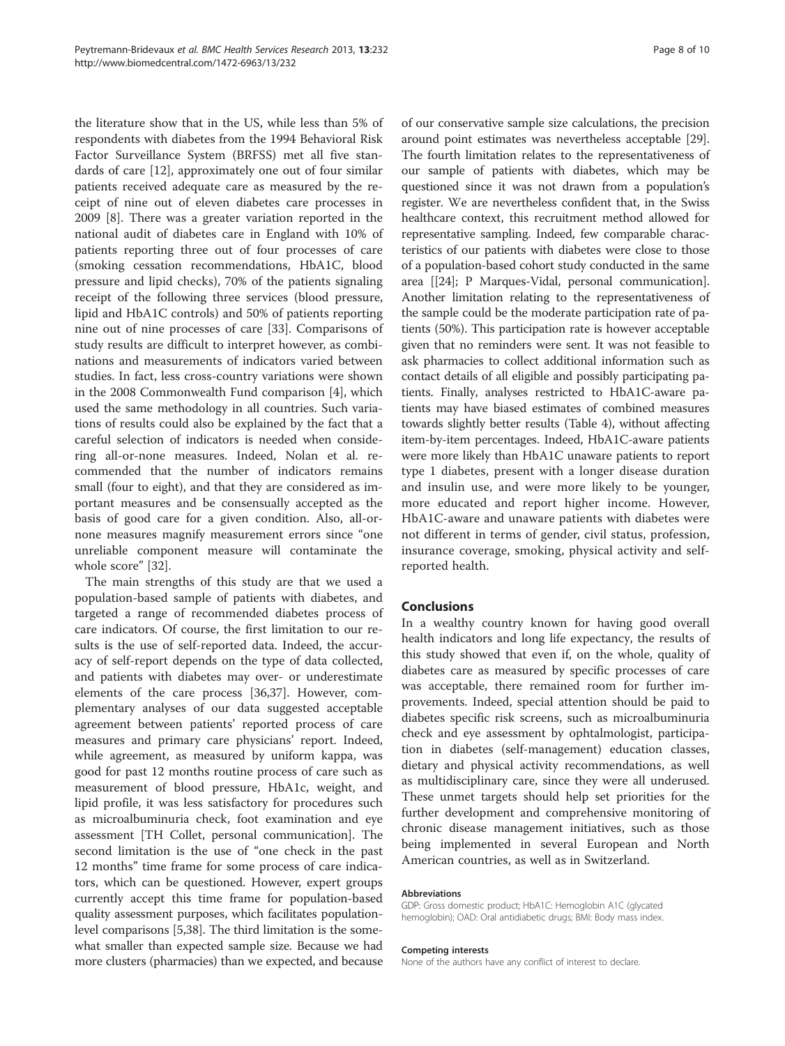the literature show that in the US, while less than 5% of respondents with diabetes from the 1994 Behavioral Risk Factor Surveillance System (BRFSS) met all five standards of care [12], approximately one out of four similar patients received adequate care as measured by the receipt of nine out of eleven diabetes care processes in 2009 [8]. There was a greater variation reported in the national audit of diabetes care in England with 10% of patients reporting three out of four processes of care (smoking cessation recommendations, HbA1C, blood pressure and lipid checks), 70% of the patients signaling receipt of the following three services (blood pressure, lipid and HbA1C controls) and 50% of patients reporting nine out of nine processes of care [33]. Comparisons of study results are difficult to interpret however, as combinations and measurements of indicators varied between studies. In fact, less cross-country variations were shown in the 2008 Commonwealth Fund comparison [4], which used the same methodology in all countries. Such variations of results could also be explained by the fact that a careful selection of indicators is needed when considering all-or-none measures. Indeed, Nolan et al. recommended that the number of indicators remains small (four to eight), and that they are considered as important measures and be consensually accepted as the basis of good care for a given condition. Also, all-or-none measures magnify measurement errors since "one unreliable component measure will contaminate the whole score" [32].

The main strengths of this study are that we used a population-based sample of patients with diabetes, and targeted a range of recommended diabetes process of care indicators. Of course, the first limitation to our results is the use of self-reported data. Indeed, the accuracy of self-report depends on the type of data collected, and patients with diabetes may over- or underestimate elements of the care process [36,37]. However, complementary analyses of our data suggested acceptable agreement between patients' reported process of care measures and primary care physicians' report. Indeed, while agreement, as measured by uniform kappa, was good for past 12 months routine process of care such as measurement of blood pressure, HbA1c, weight, and lipid profile, it was less satisfactory for procedures such as microalbuminuria check, foot examination and eye assessment [TH Collet, personal communication]. The second limitation is the use of "one check in the past 12 months" time frame for some process of care indicators, which can be questioned. However, expert groups currently accept this time frame for population-based quality assessment purposes, which facilitates population-level comparisons [5,38]. The third limitation is the somewhat smaller than expected sample size. Because we had more clusters (pharmacies) than we expected, and because of our conservative sample size calculations, the precision around point estimates was nevertheless acceptable [29]. The fourth limitation relates to the representativeness of our sample of patients with diabetes, which may be questioned since it was not drawn from a population's register. We are nevertheless confident that, in the Swiss healthcare context, this recruitment method allowed for representative sampling. Indeed, few comparable characteristics of our patients with diabetes were close to those of a population-based cohort study conducted in the same area [[24]; P Marques-Vidal, personal communication]. Another limitation relating to the representativeness of the sample could be the moderate participation rate of patients (50%). This participation rate is however acceptable given that no reminders were sent. It was not feasible to ask pharmacies to collect additional information such as contact details of all eligible and possibly participating patients. Finally, analyses restricted to HbA1C-aware patients may have biased estimates of combined measures towards slightly better results (Table 4), without affecting item-by-item percentages. Indeed, HbA1C-aware patients were more likely than HbA1C unaware patients to report type 1 diabetes, present with a longer disease duration and insulin use, and were more likely to be younger, more educated and report higher income. However, HbA1C-aware and unaware patients with diabetes were not different in terms of gender, civil status, profession, insurance coverage, smoking, physical activity and self-reported health.

## Conclusions

In a wealthy country known for having good overall health indicators and long life expectancy, the results of this study showed that even if, on the whole, quality of diabetes care as measured by specific processes of care was acceptable, there remained room for further improvements. Indeed, special attention should be paid to diabetes specific risk screens, such as microalbuminuria check and eye assessment by ophtalmologist, participation in diabetes (self-management) education classes, dietary and physical activity recommendations, as well as multidisciplinary care, since they were all underused. These unmet targets should help set priorities for the further development and comprehensive monitoring of chronic disease management initiatives, such as those being implemented in several European and North American countries, as well as in Switzerland.

#### Abbreviations

GDP: Gross domestic product; HbA1C: Hemoglobin A1C (glycated hemoglobin); OAD: Oral antidiabetic drugs; BMI: Body mass index.

#### Competing interests

None of the authors have any conflict of interest to declare.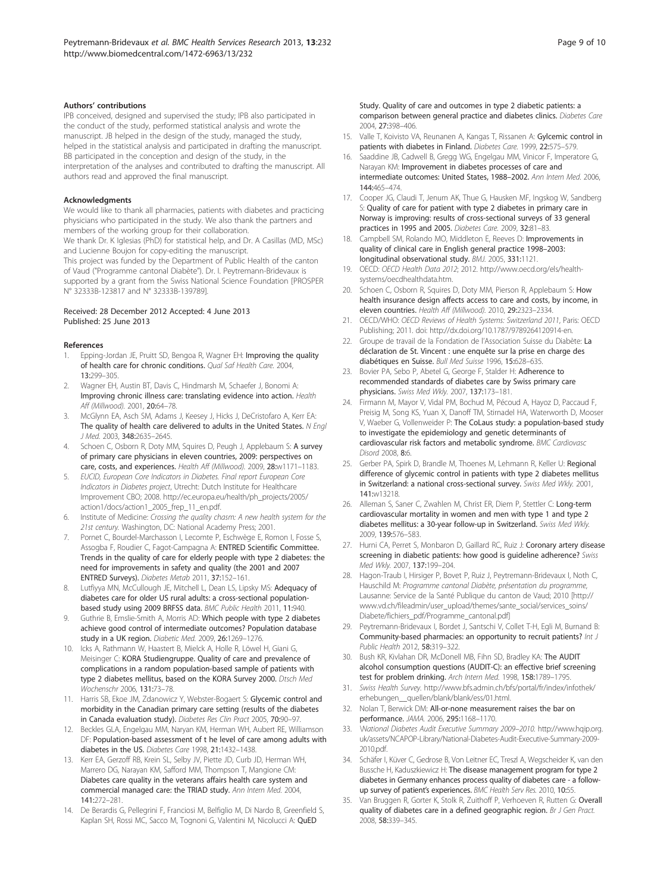### Authors' contributions

IPB conceived, designed and supervised the study; IPB also participated in the conduct of the study, performed statistical analysis and wrote the manuscript. JB helped in the design of the study, managed the study, helped in the statistical analysis and participated in drafting the manuscript. BB participated in the conception and design of the study, in the interpretation of the analyses and contributed to drafting the manuscript. All authors read and approved the final manuscript.

### Acknowledgments

We would like to thank all pharmacies, patients with diabetes and practicing physicians who participated in the study. We also thank the partners and members of the working group for their collaboration.

We thank Dr. K Iglesias (PhD) for statistical help, and Dr. A Casillas (MD, MSc) and Lucienne Boujon for copy-editing the manuscript.

This project was funded by the Department of Public Health of the canton of Vaud ("Programme cantonal Diabète"). Dr. I. Peytremann-Bridevaux is supported by a grant from the Swiss National Science Foundation [PROSPER N° 32333B-123817 and N° 32333B-139789].

Received: 28 December 2012 Accepted: 4 June 2013
Published: 25 June 2013

### References

1. Epping-Jordan JE, Pruitt SD, Bengoa R, Wagner EH: **Improving the quality of health care for chronic conditions.** *Qual Saf Health Care.* 2004, **13:**299–305.
2. Wagner EH, Austin BT, Davis C, Hindmarsh M, Schaefer J, Bonomi A: **Improving chronic illness care: translating evidence into action.** *Health Aff (Millwood).* 2001, **20:**64–78.
3. McGlynn EA, Asch SM, Adams J, Keesey J, Hicks J, DeCristofaro A, Kerr EA: **The quality of health care delivered to adults in the United States.** *N Engl J Med.* 2003, **348:**2635–2645.
4. Schoen C, Osborn R, Doty MM, Squires D, Peugh J, Applebaum S: **A survey of primary care physicians in eleven countries, 2009: perspectives on care, costs, and experiences.** *Health Aff (Millwood).* 2009, **28:**w1171–1183.
5. *EUCID, European Core Indicators in Diabetes. Final report European Core Indicators in Diabetes project*, Utrecht: Dutch Institute for Healthcare Improvement CBO; 2008. http://ec.europa.eu/health/ph_projects/2005/action1/docs/action1_2005_frep_11_en.pdf.
6. Institute of Medicine: *Crossing the quality chasm: A new health system for the 21st century.* Washington, DC: National Academy Press; 2001.
7. Pornet C, Bourdel-Marchasson I, Lecomte P, Eschwège E, Romon I, Fosse S, Assogba F, Roudier C, Fagot-Campagna A: **ENTRED Scientific Committee. Trends in the quality of care for elderly people with type 2 diabetes: the need for improvements in safety and quality (the 2001 and 2007 ENTRED Surveys).** *Diabetes Metab* 2011, **37:**152–161.
8. Lutfiyya MN, McCullough JE, Mitchell L, Dean LS, Lipsky MS: **Adequacy of diabetes care for older US rural adults: a cross-sectional population-based study using 2009 BRFSS data.** *BMC Public Health* 2011, **11:**940.
9. Guthrie B, Emslie-Smith A, Morris AD: **Which people with type 2 diabetes achieve good control of intermediate outcomes? Population database study in a UK region.** *Diabetic Med.* 2009, **26:**1269–1276.
10. Icks A, Rathmann W, Haastert B, Mielck A, Holle R, Löwel H, Giani G, Meisinger C: **KORA Studiengruppe. Quality of care and prevalence of complications in a random population-based sample of patients with type 2 diabetes mellitus, based on the KORA Survey 2000.** *Dtsch Med Wochenschr* 2006, **131:**73–78.
11. Harris SB, Ekoe JM, Zdanowicz Y, Webster-Bogaert S: **Glycemic control and morbidity in the Canadian primary care setting (results of the diabetes in Canada evaluation study).** *Diabetes Res Clin Pract* 2005, **70:**90–97.
12. Beckles GLA, Engelgau MM, Naryan KM, Herman WH, Aubert RE, Williamson DF: **Population-based assessment of t he level of care among adults with diabetes in the US.** *Diabetes Care* 1998, **21:**1432–1438.
13. Kerr EA, Gerzoff RB, Krein SL, Selby JV, Piette JD, Curb JD, Herman WH, Marrero DG, Narayan KM, Safford MM, Thompson T, Mangione CM: **Diabetes care quality in the veterans affairs health care system and commercial managed care: the TRIAD study.** *Ann Intern Med.* 2004, **141:**272–281.
14. De Berardis G, Pellegrini F, Franciosi M, Belfiglio M, Di Nardo B, Greenfield S, Kaplan SH, Rossi MC, Sacco M, Tognoni G, Valentini M, Nicolucci A: **QuED Study. Quality of care and outcomes in type 2 diabetic patients: a comparison between general practice and diabetes clinics.** *Diabetes Care* 2004, **27:**398–406.
15. Valle T, Koivisto VA, Reunanen A, Kangas T, Rissanen A: **Gylcemic control in patients with diabetes in Finland.** *Diabetes Care.* 1999, **22:**575–579.
16. Saaddine JB, Cadwell B, Gregg WG, Engelgau MM, Vinicor F, Imperatore G, Narayan KM: **Improvement in diabetes processes of care and intermediate outcomes: United States, 1988–2002.** *Ann Intern Med.* 2006, **144:**465–474.
17. Cooper JG, Claudi T, Jenum AK, Thue G, Hausken MF, Ingskog W, Sandberg S: **Quality of care for patient with type 2 diabetes in primary care in Norway is improving: results of cross-sectional surveys of 33 general practices in 1995 and 2005.** *Diabetes Care.* 2009, **32:**81–83.
18. Campbell SM, Rolando MO, Middleton E, Reeves D: **Improvements in quality of clinical care in English general practice 1998–2003: longitudinal observational study.** *BMJ.* 2005, **331:**1121.
19. OECD: *OECD Health Data 2012*; 2012. http://www.oecd.org/els/health-systems/oecdhealthdata.htm.
20. Schoen C, Osborn R, Squires D, Doty MM, Pierson R, Applebaum S: **How health insurance design affects access to care and costs, by income, in eleven countries.** *Health Aff (Millwood).* 2010, **29:**2323–2334.
21. OECD/WHO: *OECD Reviews of Health Systems: Switzerland 2011*, Paris: OECD Publishing; 2011. doi: http://dx.doi.org/10.1787/9789264120914-en.
22. Groupe de travail de la Fondation de l'Association Suisse du Diabète: **La déclaration de St. Vincent : une enquête sur la prise en charge des diabétiques en Suisse.** *Bull Med Suisse* 1996, **15:**628–635.
23. Bovier PA, Sebo P, Abetel G, George F, Stalder H: **Adherence to recommended standards of diabetes care by Swiss primary care physicians.** *Swiss Med Wkly.* 2007, **137:**173–181.
24. Firmann M, Mayor V, Vidal PM, Bochud M, Pécoud A, Hayoz D, Paccaud F, Preisig M, Song KS, Yuan X, Danoff TM, Stirnadel HA, Waterworth D, Mooser V, Waeber G, Vollenweider P: **The CoLaus study: a population-based study to investigate the epidemiology and genetic determinants of cardiovascular risk factors and metabolic syndrome.** *BMC Cardiovasc Disord* 2008, **8:**6.
25. Gerber PA, Spirk D, Brandle M, Thoenes M, Lehmann R, Keller U: **Regional difference of glycemic control in patients with type 2 diabetes mellitus in Switzerland: a national cross-sectional survey.** *Swiss Med Wkly.* 2001, **141:**w13218.
26. Alleman S, Saner C, Zwahlen M, Christ ER, Diem P, Stettler C: **Long-term cardiovascular mortality in women and men with type 1 and type 2 diabetes mellitus: a 30-year follow-up in Switzerland.** *Swiss Med Wkly.* 2009, **139:**576–583.
27. Hurni CA, Perret S, Monbaron D, Gaillard RC, Ruiz J: **Coronary artery disease screening in diabetic patients: how good is guideline adherence?** *Swiss Med Wkly.* 2007, **137:**199–204.
28. Hagon-Traub I, Hirsiger P, Bovet P, Ruiz J, Peytremann-Bridevaux I, Noth C, Hauschild M: *Programme cantonal Diabète, présentation du programme*, Lausanne: Service de la Santé Publique du canton de Vaud; 2010 [http://www.vd.ch/fileadmin/user_upload/themes/sante_social/services_soins/Diabete/fichiers_pdf/Programme_cantonal.pdf]
29. Peytremann-Bridevaux I, Bordet J, Santschi V, Collet T-H, Egli M, Burnand B: **Community-based pharmacies: an opportunity to recruit patients?** *Int J Public Health* 2012, **58:**319–322.
30. Bush KR, Kivlahan DR, McDonell MB, Fihn SD, Bradley KA: **The AUDIT alcohol consumption questions (AUDIT-C): an effective brief screening test for problem drinking.** *Arch Intern Med.* 1998, **158:**1789–1795.
31. *Swiss Health Survey.* http://www.bfs.admin.ch/bfs/portal/fr/index/infothek/erhebungen__quellen/blank/blank/ess/01.html.
32. Nolan T, Berwick DM: **All-or-none measurement raises the bar on performance.** *JAMA.* 2006, **295:**1168–1170.
33. *National Diabetes Audit Executive Summary 2009–2010.* http://www.hqip.org.uk/assets/NCAPOP-Library/National-Diabetes-Audit-Executive-Summary-2009-2010.pdf.
34. Schäfer I, Küver C, Gedrose B, Von Leitner EC, Treszl A, Wegscheider K, van den Bussche H, Kaduszkiewicz H: **The disease management program for type 2 diabetes in Germany enhances process quality of diabetes care - a follow-up survey of patient's experiences.** *BMC Health Serv Res.* 2010, **10:**55.
35. Van Bruggen R, Gorter K, Stolk R, Zuithoff P, Verhoeven R, Rutten G: **Overall quality of diabetes care in a defined geographic region.** *Br J Gen Pract.* 2008, **58:**339–345.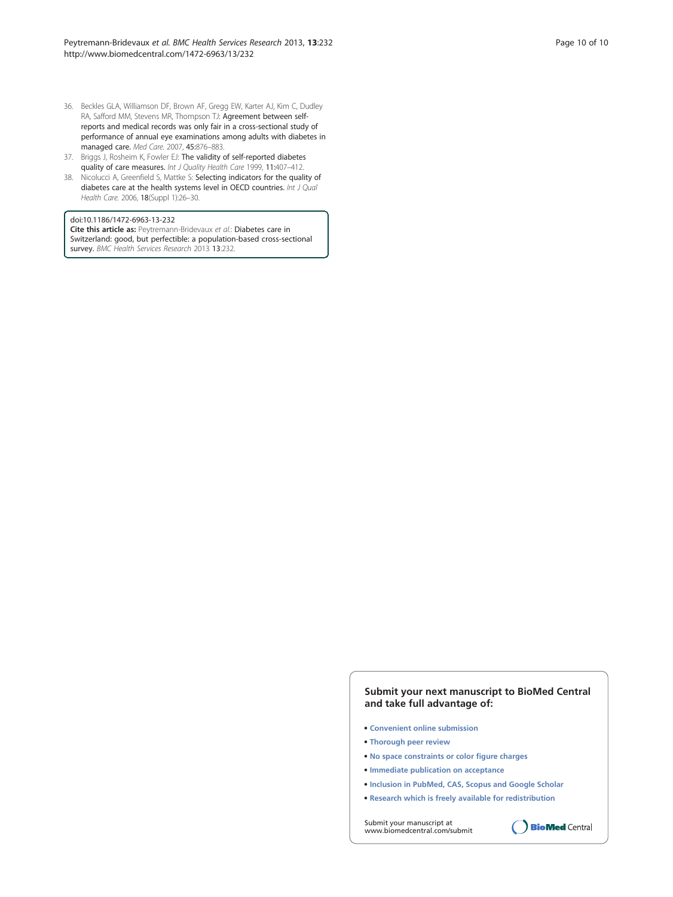36. Beckles GLA, Williamson DF, Brown AF, Gregg EW, Karter AJ, Kim C, Dudley RA, Safford MM, Stevens MR, Thompson TJ: **Agreement between self-reports and medical records was only fair in a cross-sectional study of performance of annual eye examinations among adults with diabetes in managed care.** *Med Care.* 2007, **45:**876–883.
37. Briggs J, Rosheim K, Fowler EJ: **The validity of self-reported diabetes quality of care measures.** *Int J Quality Health Care* 1999, **11:**407–412.
38. Nicolucci A, Greenfield S, Mattke S: **Selecting indicators for the quality of diabetes care at the health systems level in OECD countries.** *Int J Qual Health Care.* 2006, **18**(Suppl 1):26–30.

doi:10.1186/1472-6963-13-232
**Cite this article as:** Peytremann-Bridevaux *et al.*: Diabetes care in Switzerland: good, but perfectible: a population-based cross-sectional survey. *BMC Health Services Research* 2013 **13**:232.

**Submit your next manuscript to BioMed Central and take full advantage of:**

- **Convenient online submission**
- **Thorough peer review**
- **No space constraints or color figure charges**
- **Immediate publication on acceptance**
- **Inclusion in PubMed, CAS, Scopus and Google Scholar**
- **Research which is freely available for redistribution**

Submit your manuscript at
www.biomedcentral.com/submit

BioMed Central